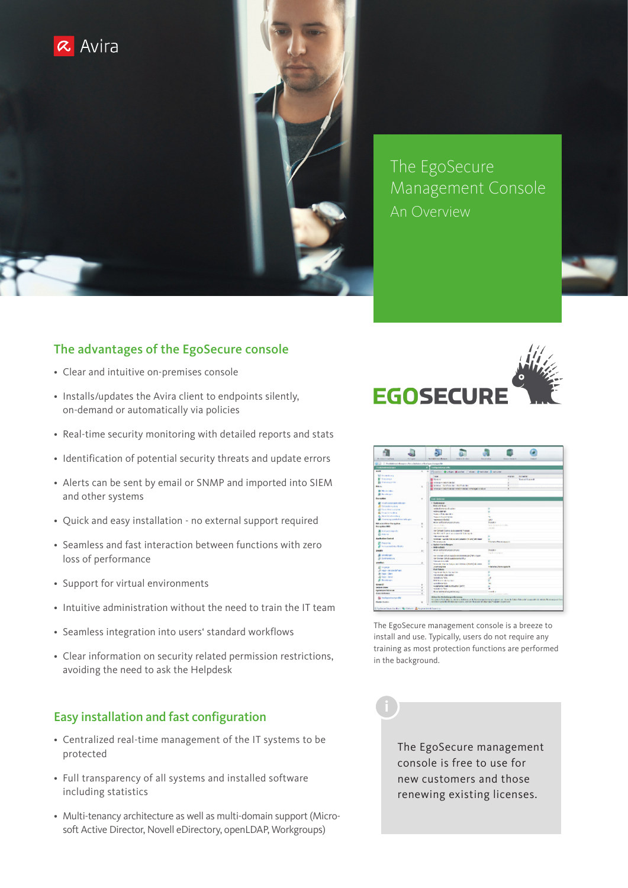Avira

# The EgoSecure Management Console

An Overview

## The advantages of the EgoSecure console

- Clear and intuitive on-premises console
- Installs/updates the Avira client to endpoints silently, on-demand or automatically via policies
- Real-time security monitoring with detailed reports and stats
- Identification of potential security threats and update errors
- Alerts can be sent by email or SNMP and imported into SIEM and other systems
- Quick and easy installation - no external support required
- Seamless and fast interaction between functions with zero loss of performance
- Support for virtual environments
- Intuitive administration without the need to train the IT team
- Seamless integration into users' standard workflows
- Clear information on security related permission restrictions, avoiding the need to ask the Helpdesk

## Easy installation and fast configuration

- Centralized real-time management of the IT systems to be protected
- Full transparency of all systems and installed software including statistics
- Multi-tenancy architecture as well as multi-domain support (Microsoft Active Director, Novell eDirectory, openLDAP, Workgroups)

EGOSECURE

The EgoSecure management console is a breeze to install and use. Typically, users do not require any training as most protection functions are performed in the background.

The EgoSecure management console is free to use for new customers and those renewing existing licenses.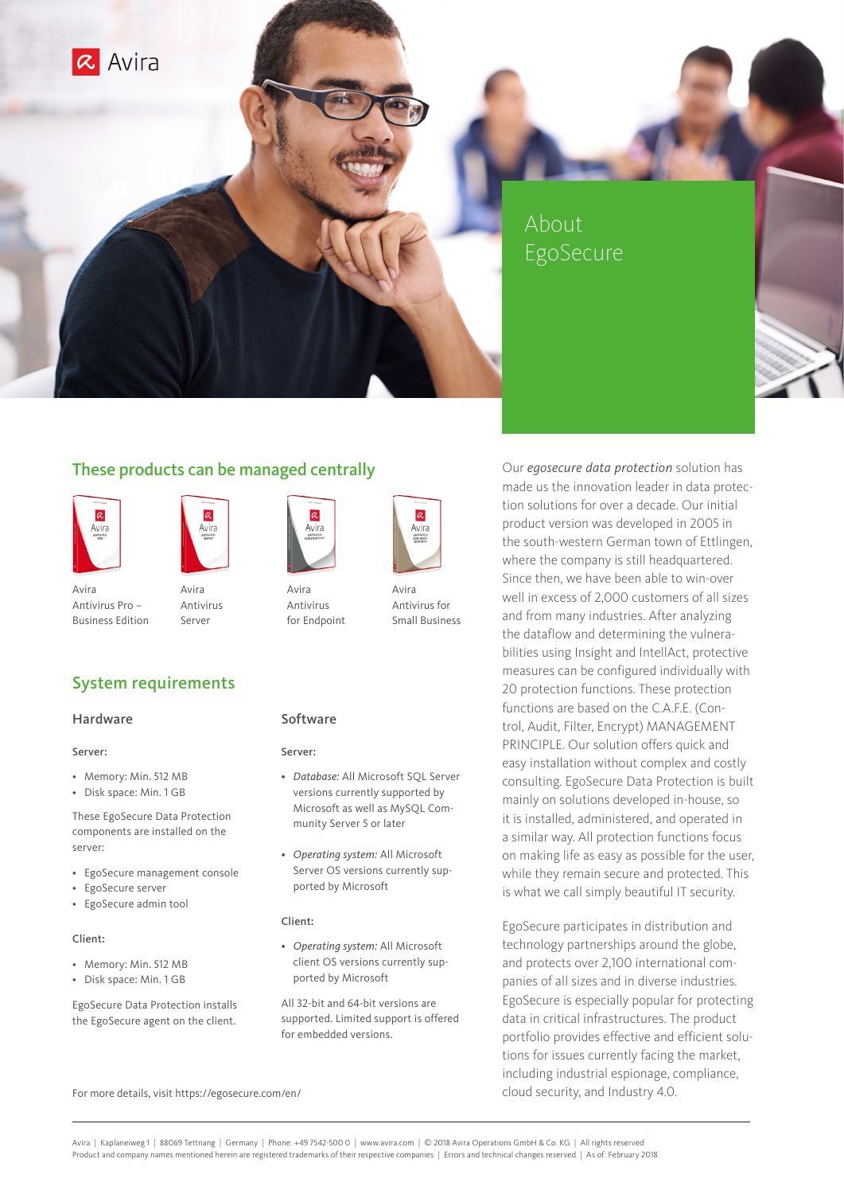# About EgoSecure

Our *egosecure data protection* solution has made us the innovation leader in data protection solutions for over a decade. Our initial product version was developed in 2005 in the south-western German town of Ettlingen, where the company is still headquartered. Since then, we have been able to win-over well in excess of 2,000 customers of all sizes and from many industries. After analyzing the dataflow and determining the vulnerabilities using Insight and IntellAct, protective measures can be configured individually with 20 protection functions. These protection functions are based on the C.A.F.E. (Control, Audit, Filter, Encrypt) MANAGEMENT PRINCIPLE. Our solution offers quick and easy installation without complex and costly consulting. EgoSecure Data Protection is built mainly on solutions developed in-house, so it is installed, administered, and operated in a similar way. All protection functions focus on making life as easy as possible for the user, while they remain secure and protected. This is what we call simply beautiful IT security.

EgoSecure participates in distribution and technology partnerships around the globe, and protects over 2,100 international companies of all sizes and in diverse industries. EgoSecure is especially popular for protecting data in critical infrastructures. The product portfolio provides effective and efficient solutions for issues currently facing the market, including industrial espionage, compliance, cloud security, and Industry 4.0.

## These products can be managed centrally

- Avira Antivirus Pro – Business Edition
- Avira Antivirus Server
- Avira Antivirus for Endpoint
- Avira Antivirus for Small Business

## System requirements

### Hardware

**Server:**

- Memory: Min. 512 MB
- Disk space: Min. 1 GB

These EgoSecure Data Protection components are installed on the server:

- EgoSecure management console
- EgoSecure server
- EgoSecure admin tool

**Client:**

- Memory: Min. 512 MB
- Disk space: Min. 1 GB

EgoSecure Data Protection installs the EgoSecure agent on the client.

### Software

**Server:**

- *Database:* All Microsoft SQL Server versions currently supported by Microsoft as well as MySQL Community Server 5 or later
- *Operating system:* All Microsoft Server OS versions currently supported by Microsoft

**Client:**

- *Operating system:* All Microsoft client OS versions currently supported by Microsoft

All 32-bit and 64-bit versions are supported. Limited support is offered for embedded versions.

For more details, visit https://egosecure.com/en/

Avira | Kaplaneiweg 1 | 88069 Tettnang | Germany | Phone: +49 7542-500 0 | www.avira.com | © 2018 Avira Operations GmbH & Co. KG | All rights reserved
Product and company names mentioned herein are registered trademarks of their respective companies | Errors and technical changes reserved | As of: February 2018